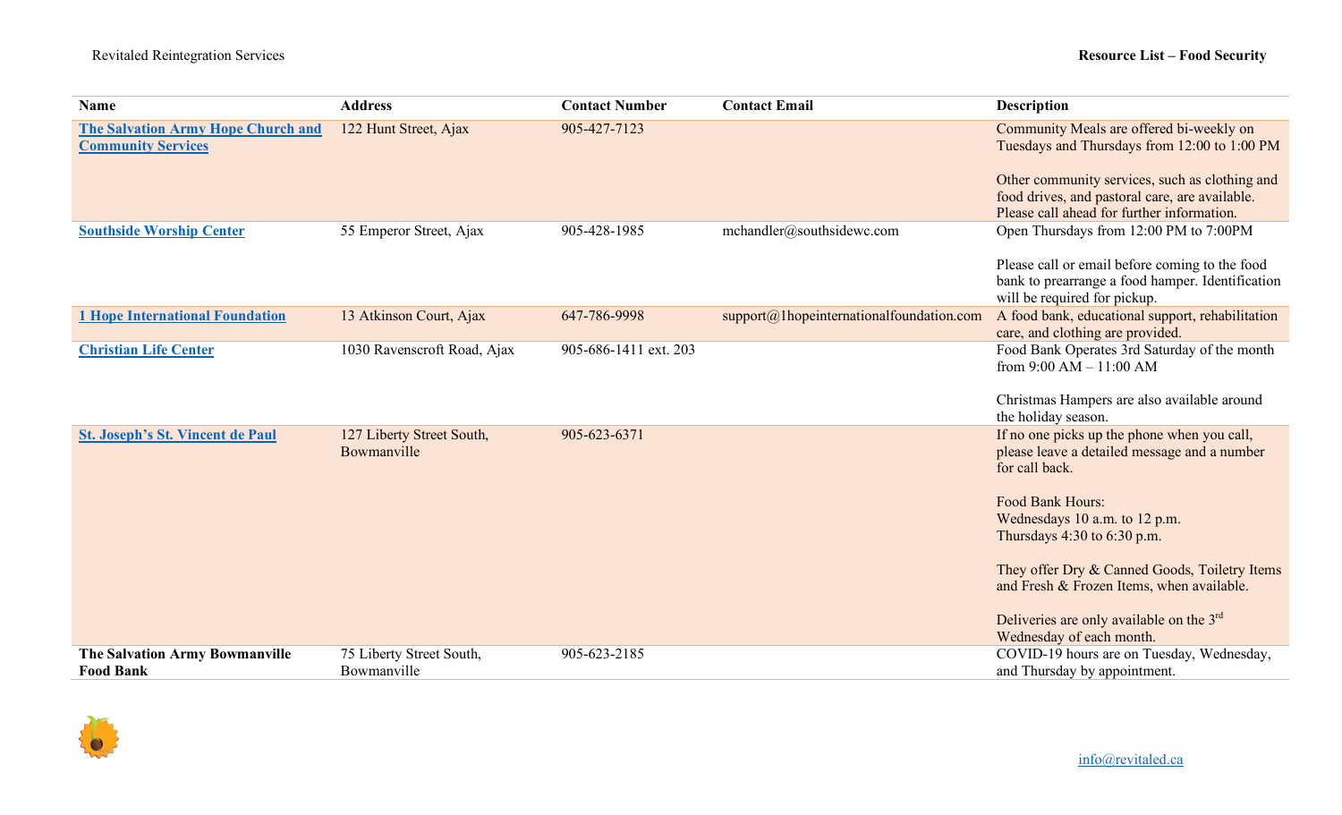| Name | Address | Contact Number | Contact Email | Description |
|---|---|---|---|---|
| **The Salvation Army Hope Church and Community Services** | 122 Hunt Street, Ajax | 905-427-7123 | | Community Meals are offered bi-weekly on Tuesdays and Thursdays from 12:00 to 1:00 PM<br><br>Other community services, such as clothing and food drives, and pastoral care, are available. Please call ahead for further information. |
| **Southside Worship Center** | 55 Emperor Street, Ajax | 905-428-1985 | mchandler@southsidewc.com | Open Thursdays from 12:00 PM to 7:00PM<br><br>Please call or email before coming to the food bank to prearrange a food hamper. Identification will be required for pickup. |
| **1 Hope International Foundation** | 13 Atkinson Court, Ajax | 647-786-9998 | support@1hopeinternationalfoundation.com | A food bank, educational support, rehabilitation care, and clothing are provided. |
| **Christian Life Center** | 1030 Ravenscroft Road, Ajax | 905-686-1411 ext. 203 | | Food Bank Operates 3rd Saturday of the month from 9:00 AM – 11:00 AM<br><br>Christmas Hampers are also available around the holiday season. |
| **St. Joseph's St. Vincent de Paul** | 127 Liberty Street South, Bowmanville | 905-623-6371 | | If no one picks up the phone when you call, please leave a detailed message and a number for call back.<br><br>Food Bank Hours:<br>Wednesdays 10 a.m. to 12 p.m.<br>Thursdays 4:30 to 6:30 p.m.<br><br>They offer Dry & Canned Goods, Toiletry Items and Fresh & Frozen Items, when available.<br><br>Deliveries are only available on the 3rd Wednesday of each month. |
| **The Salvation Army Bowmanville Food Bank** | 75 Liberty Street South, Bowmanville | 905-623-2185 | | COVID-19 hours are on Tuesday, Wednesday, and Thursday by appointment. |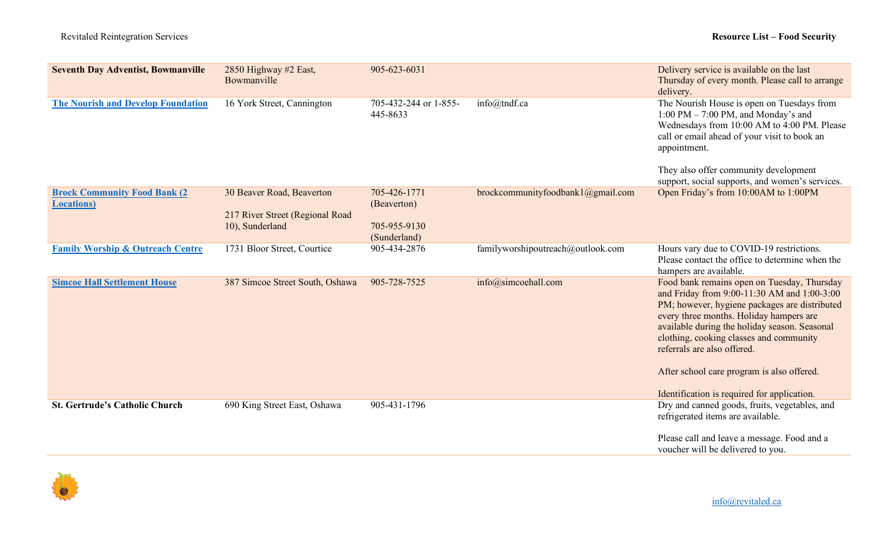| | | | | |
|---|---|---|---|---|
| **Seventh Day Adventist, Bowmanville** | 2850 Highway #2 East, Bowmanville | 905-623-6031 | | Delivery service is available on the last Thursday of every month. Please call to arrange delivery. |
| **The Nourish and Develop Foundation** | 16 York Street, Cannington | 705-432-244 or 1-855-445-8633 | info@tndf.ca | The Nourish House is open on Tuesdays from 1:00 PM – 7:00 PM, and Monday's and Wednesdays from 10:00 AM to 4:00 PM. Please call or email ahead of your visit to book an appointment.<br><br>They also offer community development support, social supports, and women's services. |
| **Brock Community Food Bank (2 Locations)** | 30 Beaver Road, Beaverton<br><br>217 River Street (Regional Road 10), Sunderland | 705-426-1771 (Beaverton)<br><br>705-955-9130 (Sunderland) | brockcommunityfoodbank1@gmail.com | Open Friday's from 10:00AM to 1:00PM |
| **Family Worship & Outreach Centre** | 1731 Bloor Street, Courtice | 905-434-2876 | familyworshipoutreach@outlook.com | Hours vary due to COVID-19 restrictions. Please contact the office to determine when the hampers are available. |
| **Simcoe Hall Settlement House** | 387 Simcoe Street South, Oshawa | 905-728-7525 | info@simcoehall.com | Food bank remains open on Tuesday, Thursday and Friday from 9:00-11:30 AM and 1:00-3:00 PM; however, hygiene packages are distributed every three months. Holiday hampers are available during the holiday season. Seasonal clothing, cooking classes and community referrals are also offered.<br><br>After school care program is also offered.<br><br>Identification is required for application. |
| **St. Gertrude's Catholic Church** | 690 King Street East, Oshawa | 905-431-1796 | | Dry and canned goods, fruits, vegetables, and refrigerated items are available.<br><br>Please call and leave a message. Food and a voucher will be delivered to you. |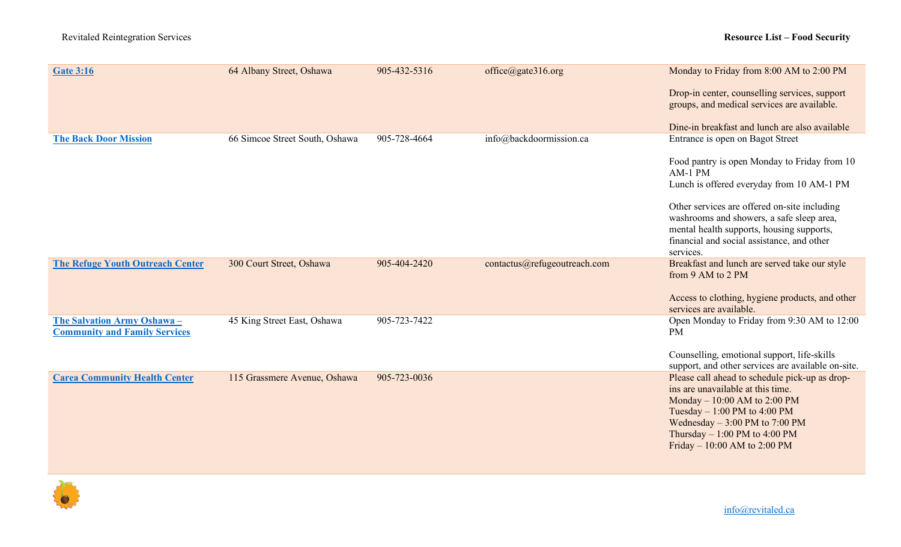| | | | | |
|---|---|---|---|---|
| **Gate 3:16** | 64 Albany Street, Oshawa | 905-432-5316 | office@gate316.org | Monday to Friday from 8:00 AM to 2:00 PM<br><br>Drop-in center, counselling services, support groups, and medical services are available.<br><br>Dine-in breakfast and lunch are also available |
| **The Back Door Mission** | 66 Simcoe Street South, Oshawa | 905-728-4664 | info@backdoormission.ca | Entrance is open on Bagot Street<br><br>Food pantry is open Monday to Friday from 10 AM-1 PM<br>Lunch is offered everyday from 10 AM-1 PM<br><br>Other services are offered on-site including washrooms and showers, a safe sleep area, mental health supports, housing supports, financial and social assistance, and other services. |
| **The Refuge Youth Outreach Center** | 300 Court Street, Oshawa | 905-404-2420 | contactus@refugeoutreach.com | Breakfast and lunch are served take our style from 9 AM to 2 PM<br><br>Access to clothing, hygiene products, and other services are available. |
| **The Salvation Army Oshawa – Community and Family Services** | 45 King Street East, Oshawa | 905-723-7422 | | Open Monday to Friday from 9:30 AM to 12:00 PM<br><br>Counselling, emotional support, life-skills support, and other services are available on-site. |
| **Carea Community Health Center** | 115 Grassmere Avenue, Oshawa | 905-723-0036 | | Please call ahead to schedule pick-up as drop-ins are unavailable at this time.<br>Monday – 10:00 AM to 2:00 PM<br>Tuesday – 1:00 PM to 4:00 PM<br>Wednesday – 3:00 PM to 7:00 PM<br>Thursday – 1:00 PM to 4:00 PM<br>Friday – 10:00 AM to 2:00 PM |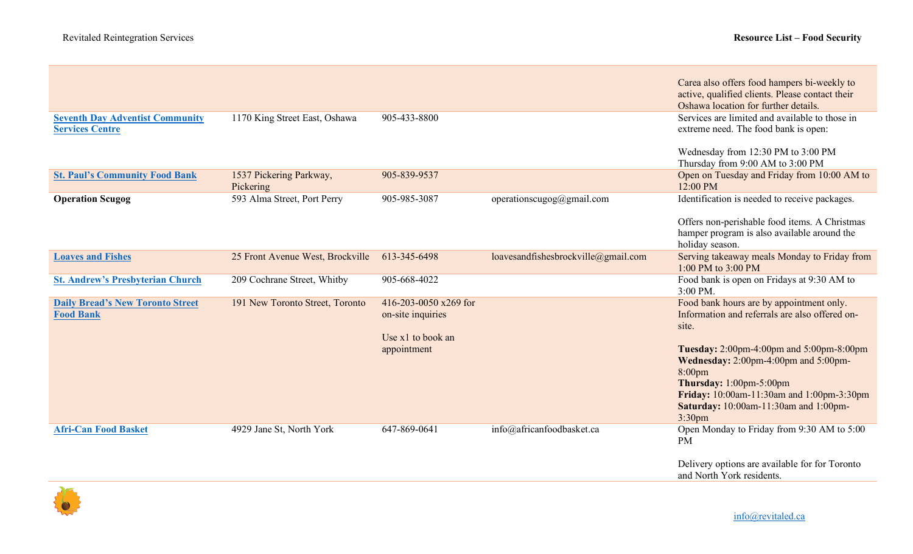| | | | | |
|---|---|---|---|---|
| | | | | Carea also offers food hampers bi-weekly to active, qualified clients. Please contact their Oshawa location for further details. |
| **Seventh Day Adventist Community Services Centre** | 1170 King Street East, Oshawa | 905-433-8800 | | Services are limited and available to those in extreme need. The food bank is open:<br><br>Wednesday from 12:30 PM to 3:00 PM<br>Thursday from 9:00 AM to 3:00 PM |
| **St. Paul's Community Food Bank** | 1537 Pickering Parkway, Pickering | 905-839-9537 | | Open on Tuesday and Friday from 10:00 AM to 12:00 PM |
| **Operation Scugog** | 593 Alma Street, Port Perry | 905-985-3087 | operationscugog@gmail.com | Identification is needed to receive packages.<br><br>Offers non-perishable food items. A Christmas hamper program is also available around the holiday season. |
| **Loaves and Fishes** | 25 Front Avenue West, Brockville | 613-345-6498 | loavesandfishesbrockville@gmail.com | Serving takeaway meals Monday to Friday from 1:00 PM to 3:00 PM |
| **St. Andrew's Presbyterian Church** | 209 Cochrane Street, Whitby | 905-668-4022 | | Food bank is open on Fridays at 9:30 AM to 3:00 PM. |
| **Daily Bread's New Toronto Street Food Bank** | 191 New Toronto Street, Toronto | 416-203-0050 x269 for on-site inquiries<br><br>Use x1 to book an appointment | | Food bank hours are by appointment only. Information and referrals are also offered on-site.<br><br>**Tuesday:** 2:00pm-4:00pm and 5:00pm-8:00pm<br>**Wednesday:** 2:00pm-4:00pm and 5:00pm-8:00pm<br>**Thursday:** 1:00pm-5:00pm<br>**Friday:** 10:00am-11:30am and 1:00pm-3:30pm<br>**Saturday:** 10:00am-11:30am and 1:00pm-3:30pm |
| **Afri-Can Food Basket** | 4929 Jane St, North York | 647-869-0641 | info@africanfoodbasket.ca | Open Monday to Friday from 9:30 AM to 5:00 PM<br><br>Delivery options are available for for Toronto and North York residents. |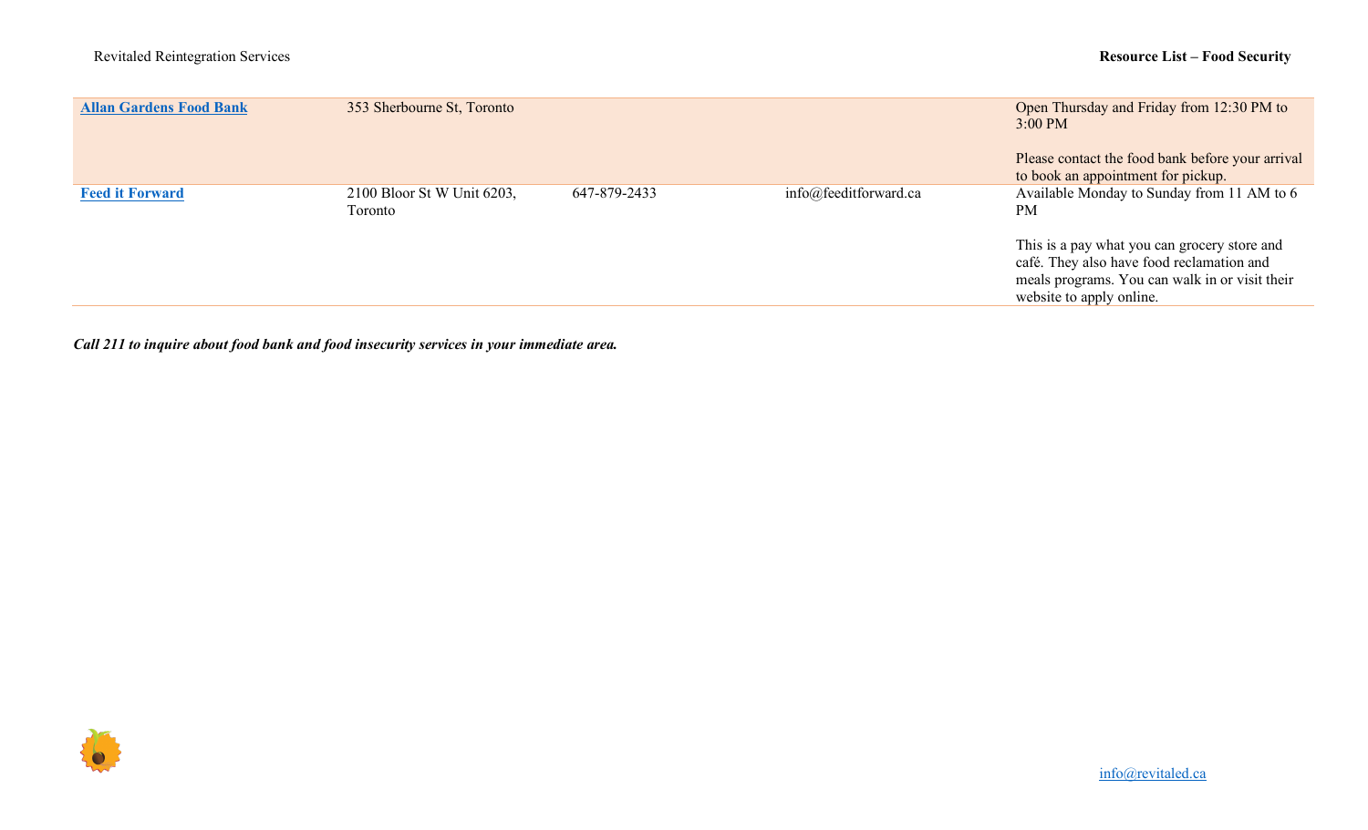| | | | | |
|---|---|---|---|---|
| **Allan Gardens Food Bank** | 353 Sherbourne St, Toronto | | | Open Thursday and Friday from 12:30 PM to 3:00 PM<br><br>Please contact the food bank before your arrival to book an appointment for pickup. |
| **Feed it Forward** | 2100 Bloor St W Unit 6203, Toronto | 647-879-2433 | info@feeditforward.ca | Available Monday to Sunday from 11 AM to 6 PM<br><br>This is a pay what you can grocery store and café. They also have food reclamation and meals programs. You can walk in or visit their website to apply online. |

***Call 211 to inquire about food bank and food insecurity services in your immediate area.***